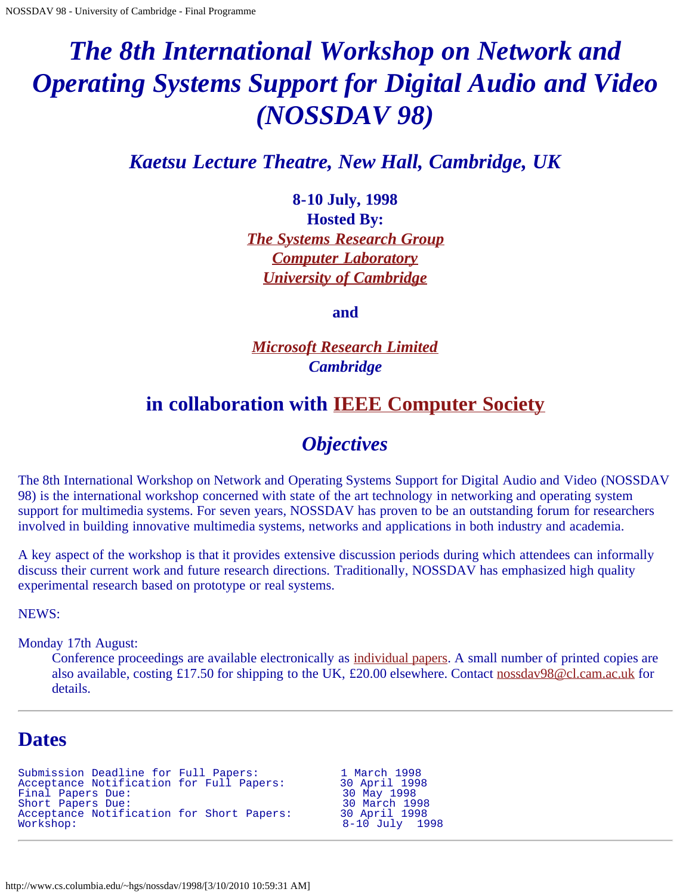# *The 8th International Workshop on Network and Operating Systems Support for Digital Audio and Video (NOSSDAV 98)*

## *Kaetsu Lecture Theatre, New Hall, Cambridge, UK*

**8-10 July, 1998**
**Hosted By:**
***The Systems Research Group***
***Computer Laboratory***
***University of Cambridge***

**and**

***Microsoft Research Limited***
***Cambridge***

## in collaboration with IEEE Computer Society

## *Objectives*

The 8th International Workshop on Network and Operating Systems Support for Digital Audio and Video (NOSSDAV 98) is the international workshop concerned with state of the art technology in networking and operating system support for multimedia systems. For seven years, NOSSDAV has proven to be an outstanding forum for researchers involved in building innovative multimedia systems, networks and applications in both industry and academia.

A key aspect of the workshop is that it provides extensive discussion periods during which attendees can informally discuss their current work and future research directions. Traditionally, NOSSDAV has emphasized high quality experimental research based on prototype or real systems.

NEWS:

Monday 17th August:
: Conference proceedings are available electronically as individual papers. A small number of printed copies are also available, costing £17.50 for shipping to the UK, £20.00 elsewhere. Contact nossdav98@cl.cam.ac.uk for details.

---

## Dates

```
Submission Deadline for Full Papers:            1 March 1998
Acceptance Notification for Full Papers:        30 April 1998
Final Papers Due:                               30 May 1998
Short Papers Due:                               30 March 1998
Acceptance Notification for Short Papers:       30 April 1998
Workshop:                                       8-10 July  1998
```

---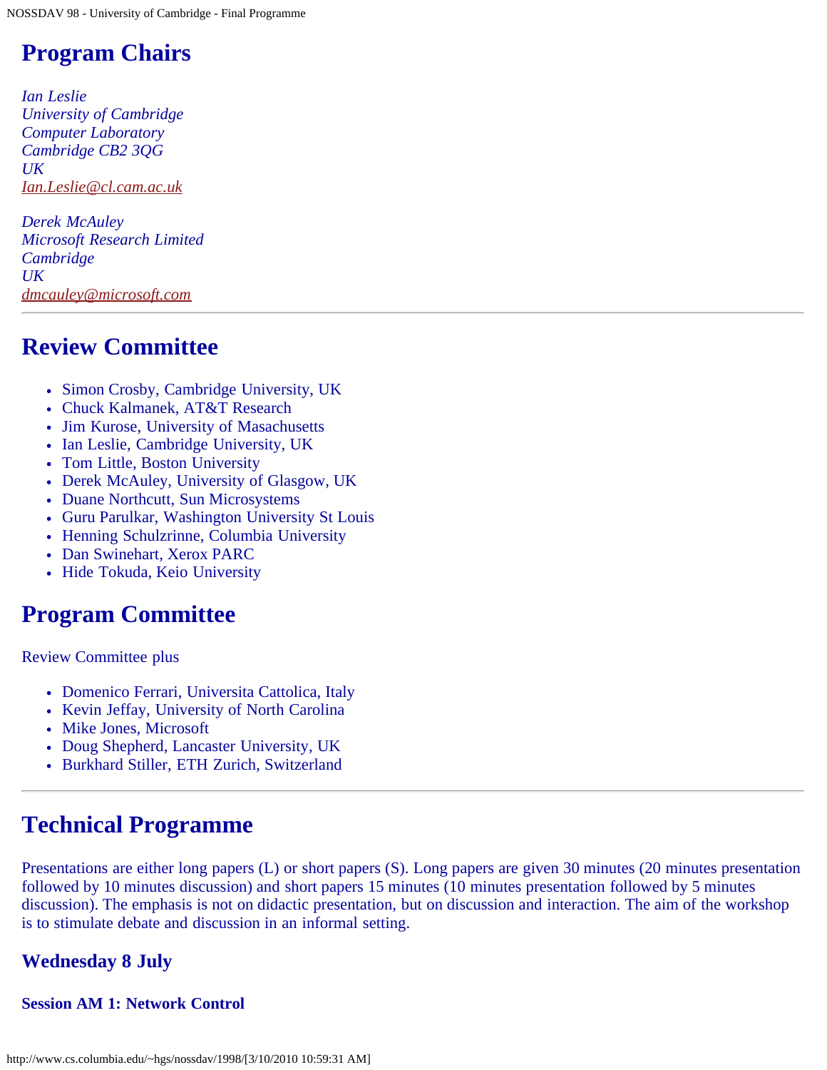## Program Chairs

*Ian Leslie*
*University of Cambridge*
*Computer Laboratory*
*Cambridge CB2 3QG*
*UK*
*Ian.Leslie@cl.cam.ac.uk*

*Derek McAuley*
*Microsoft Research Limited*
*Cambridge*
*UK*
*dmcauley@microsoft.com*

---

## Review Committee

- Simon Crosby, Cambridge University, UK
- Chuck Kalmanek, AT&T Research
- Jim Kurose, University of Masachusetts
- Ian Leslie, Cambridge University, UK
- Tom Little, Boston University
- Derek McAuley, University of Glasgow, UK
- Duane Northcutt, Sun Microsystems
- Guru Parulkar, Washington University St Louis
- Henning Schulzrinne, Columbia University
- Dan Swinehart, Xerox PARC
- Hide Tokuda, Keio University

## Program Committee

Review Committee plus

- Domenico Ferrari, Universita Cattolica, Italy
- Kevin Jeffay, University of North Carolina
- Mike Jones, Microsoft
- Doug Shepherd, Lancaster University, UK
- Burkhard Stiller, ETH Zurich, Switzerland

---

## Technical Programme

Presentations are either long papers (L) or short papers (S). Long papers are given 30 minutes (20 minutes presentation followed by 10 minutes discussion) and short papers 15 minutes (10 minutes presentation followed by 5 minutes discussion). The emphasis is not on didactic presentation, but on discussion and interaction. The aim of the workshop is to stimulate debate and discussion in an informal setting.

### Wednesday 8 July

#### Session AM 1: Network Control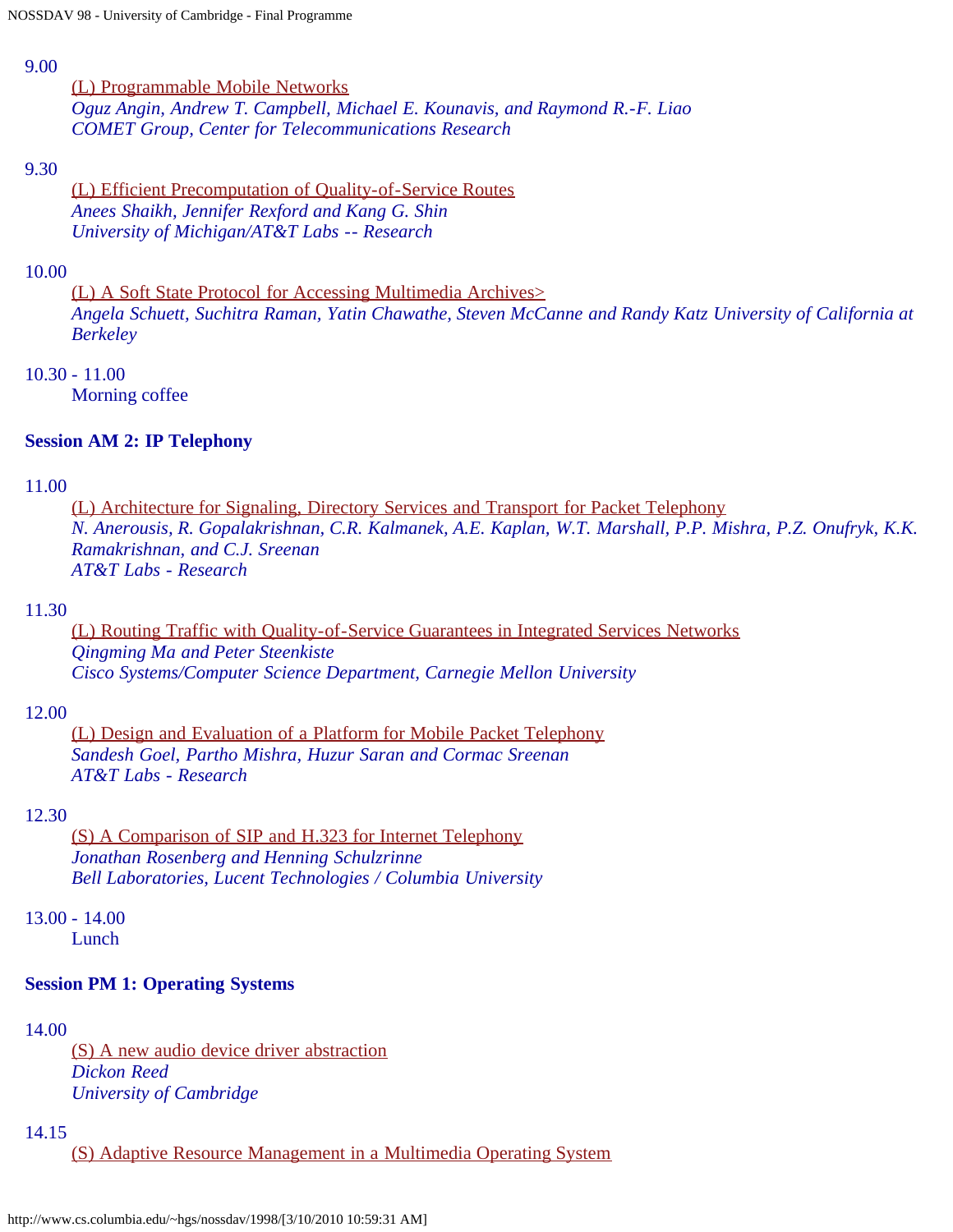9.00

[(L) Programmable Mobile Networks]
*Oguz Angin, Andrew T. Campbell, Michael E. Kounavis, and Raymond R.-F. Liao*
*COMET Group, Center for Telecommunications Research*

9.30

[(L) Efficient Precomputation of Quality-of-Service Routes]
*Anees Shaikh, Jennifer Rexford and Kang G. Shin*
*University of Michigan/AT&T Labs -- Research*

10.00

[(L) A Soft State Protocol for Accessing Multimedia Archives>]
*Angela Schuett, Suchitra Raman, Yatin Chawathe, Steven McCanne and Randy Katz University of California at Berkeley*

10.30 - 11.00

Morning coffee

**Session AM 2: IP Telephony**

11.00

[(L) Architecture for Signaling, Directory Services and Transport for Packet Telephony]
*N. Anerousis, R. Gopalakrishnan, C.R. Kalmanek, A.E. Kaplan, W.T. Marshall, P.P. Mishra, P.Z. Onufryk, K.K. Ramakrishnan, and C.J. Sreenan*
*AT&T Labs - Research*

11.30

[(L) Routing Traffic with Quality-of-Service Guarantees in Integrated Services Networks]
*Qingming Ma and Peter Steenkiste*
*Cisco Systems/Computer Science Department, Carnegie Mellon University*

12.00

[(L) Design and Evaluation of a Platform for Mobile Packet Telephony]
*Sandesh Goel, Partho Mishra, Huzur Saran and Cormac Sreenan*
*AT&T Labs - Research*

12.30

[(S) A Comparison of SIP and H.323 for Internet Telephony]
*Jonathan Rosenberg and Henning Schulzrinne*
*Bell Laboratories, Lucent Technologies / Columbia University*

13.00 - 14.00

Lunch

**Session PM 1: Operating Systems**

14.00

[(S) A new audio device driver abstraction]
*Dickon Reed*
*University of Cambridge*

14.15

[(S) Adaptive Resource Management in a Multimedia Operating System]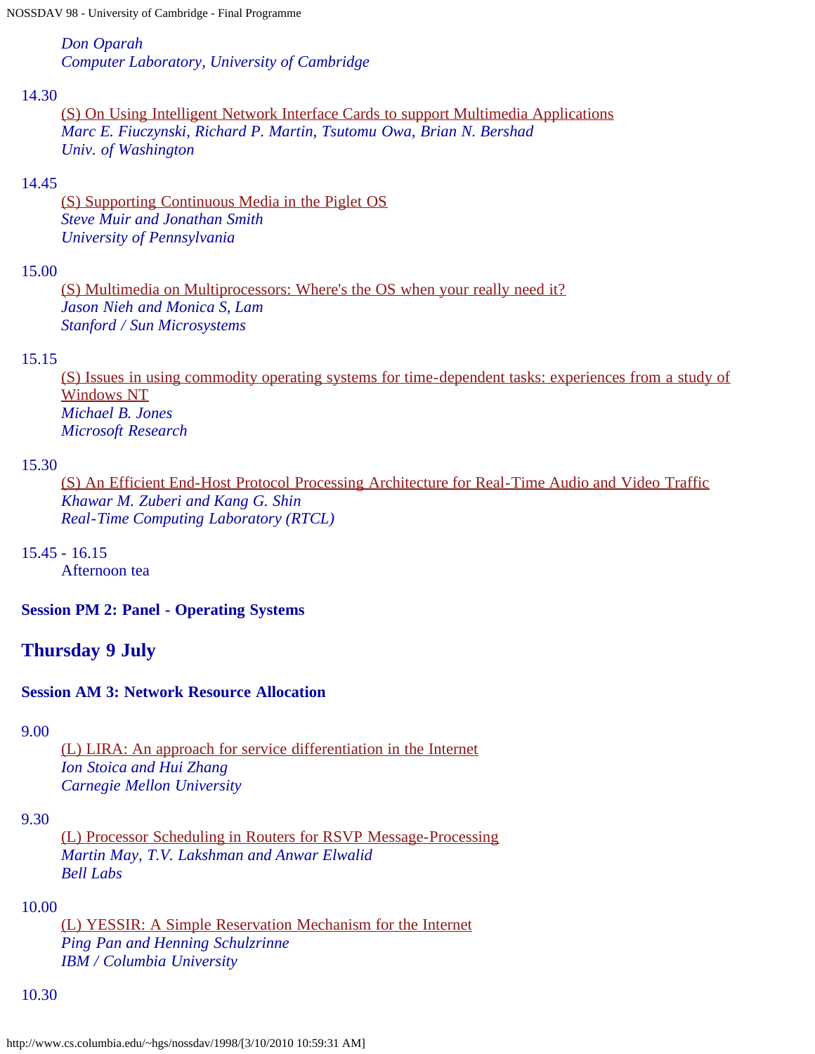*Don Oparah*
*Computer Laboratory, University of Cambridge*

14.30
: (S) On Using Intelligent Network Interface Cards to support Multimedia Applications
: *Marc E. Fiuczynski, Richard P. Martin, Tsutomu Owa, Brian N. Bershad*
: *Univ. of Washington*

14.45
: (S) Supporting Continuous Media in the Piglet OS
: *Steve Muir and Jonathan Smith*
: *University of Pennsylvania*

15.00
: (S) Multimedia on Multiprocessors: Where's the OS when your really need it?
: *Jason Nieh and Monica S, Lam*
: *Stanford / Sun Microsystems*

15.15
: (S) Issues in using commodity operating systems for time-dependent tasks: experiences from a study of Windows NT
: *Michael B. Jones*
: *Microsoft Research*

15.30
: (S) An Efficient End-Host Protocol Processing Architecture for Real-Time Audio and Video Traffic
: *Khawar M. Zuberi and Kang G. Shin*
: *Real-Time Computing Laboratory (RTCL)*

15.45 - 16.15
: Afternoon tea

**Session PM 2: Panel - Operating Systems**

## Thursday 9 July

**Session AM 3: Network Resource Allocation**

9.00
: (L) LIRA: An approach for service differentiation in the Internet
: *Ion Stoica and Hui Zhang*
: *Carnegie Mellon University*

9.30
: (L) Processor Scheduling in Routers for RSVP Message-Processing
: *Martin May, T.V. Lakshman and Anwar Elwalid*
: *Bell Labs*

10.00
: (L) YESSIR: A Simple Reservation Mechanism for the Internet
: *Ping Pan and Henning Schulzrinne*
: *IBM / Columbia University*

10.30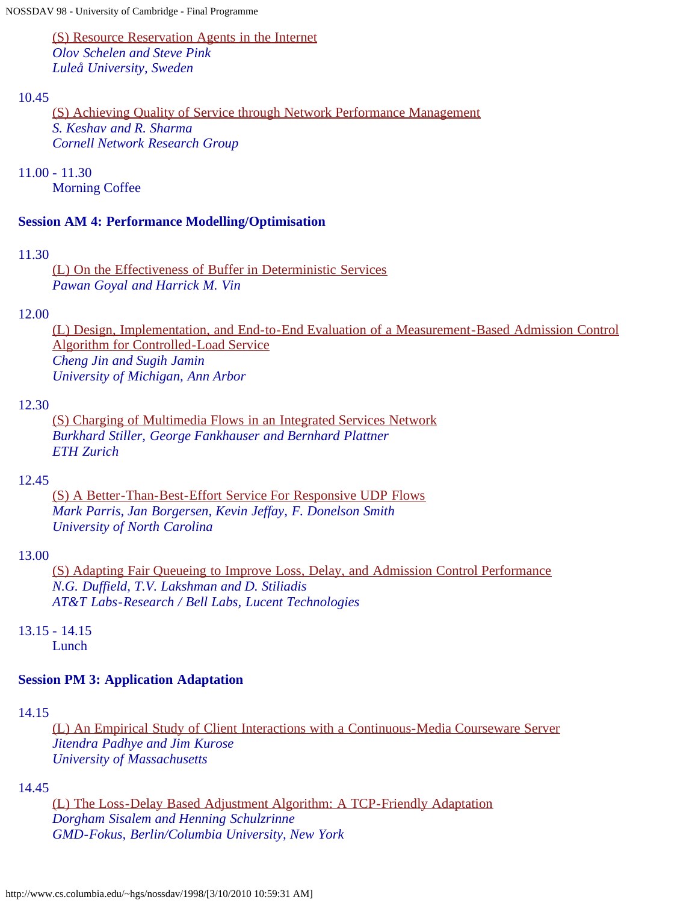(S) Resource Reservation Agents in the Internet
*Olov Schelen and Steve Pink*
*Luleå University, Sweden*

10.45
(S) Achieving Quality of Service through Network Performance Management
*S. Keshav and R. Sharma*
*Cornell Network Research Group*

11.00 - 11.30
Morning Coffee

**Session AM 4: Performance Modelling/Optimisation**

11.30
(L) On the Effectiveness of Buffer in Deterministic Services
*Pawan Goyal and Harrick M. Vin*

12.00
(L) Design, Implementation, and End-to-End Evaluation of a Measurement-Based Admission Control Algorithm for Controlled-Load Service
*Cheng Jin and Sugih Jamin*
*University of Michigan, Ann Arbor*

12.30
(S) Charging of Multimedia Flows in an Integrated Services Network
*Burkhard Stiller, George Fankhauser and Bernhard Plattner*
*ETH Zurich*

12.45
(S) A Better-Than-Best-Effort Service For Responsive UDP Flows
*Mark Parris, Jan Borgersen, Kevin Jeffay, F. Donelson Smith*
*University of North Carolina*

13.00
(S) Adapting Fair Queueing to Improve Loss, Delay, and Admission Control Performance
*N.G. Duffield, T.V. Lakshman and D. Stiliadis*
*AT&T Labs-Research / Bell Labs, Lucent Technologies*

13.15 - 14.15
Lunch

**Session PM 3: Application Adaptation**

14.15
(L) An Empirical Study of Client Interactions with a Continuous-Media Courseware Server
*Jitendra Padhye and Jim Kurose*
*University of Massachusetts*

14.45
(L) The Loss-Delay Based Adjustment Algorithm: A TCP-Friendly Adaptation
*Dorgham Sisalem and Henning Schulzrinne*
*GMD-Fokus, Berlin/Columbia University, New York*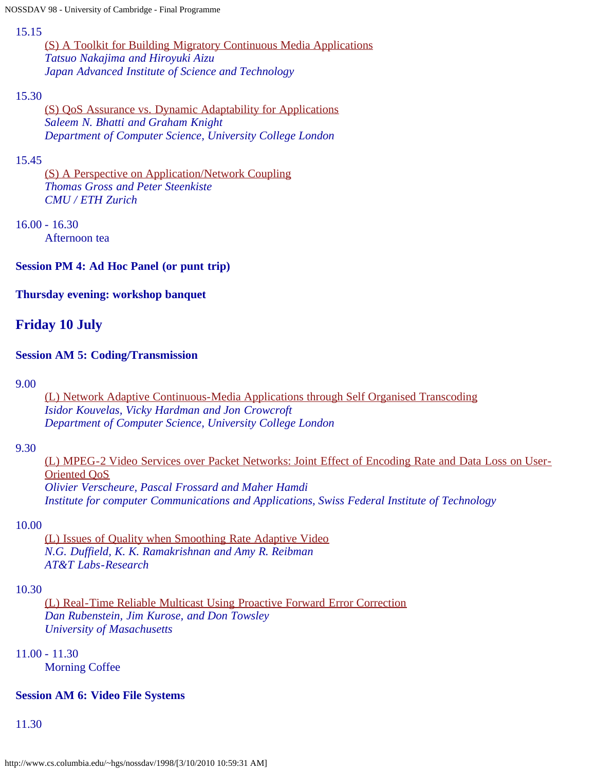15.15

[(S) A Toolkit for Building Migratory Continuous Media Applications]
*Tatsuo Nakajima and Hiroyuki Aizu*
*Japan Advanced Institute of Science and Technology*

15.30

[(S) QoS Assurance vs. Dynamic Adaptability for Applications]
*Saleem N. Bhatti and Graham Knight*
*Department of Computer Science, University College London*

15.45

[(S) A Perspective on Application/Network Coupling]
*Thomas Gross and Peter Steenkiste*
*CMU / ETH Zurich*

16.00 - 16.30

Afternoon tea

**Session PM 4: Ad Hoc Panel (or punt trip)**

**Thursday evening: workshop banquet**

## Friday 10 July

**Session AM 5: Coding/Transmission**

9.00

[(L) Network Adaptive Continuous-Media Applications through Self Organised Transcoding]
*Isidor Kouvelas, Vicky Hardman and Jon Crowcroft*
*Department of Computer Science, University College London*

9.30

[(L) MPEG-2 Video Services over Packet Networks: Joint Effect of Encoding Rate and Data Loss on User-Oriented QoS]
*Olivier Verscheure, Pascal Frossard and Maher Hamdi*
*Institute for computer Communications and Applications, Swiss Federal Institute of Technology*

10.00

[(L) Issues of Quality when Smoothing Rate Adaptive Video]
*N.G. Duffield, K. K. Ramakrishnan and Amy R. Reibman*
*AT&T Labs-Research*

10.30

[(L) Real-Time Reliable Multicast Using Proactive Forward Error Correction]
*Dan Rubenstein, Jim Kurose, and Don Towsley*
*University of Masachusetts*

11.00 - 11.30

Morning Coffee

**Session AM 6: Video File Systems**

11.30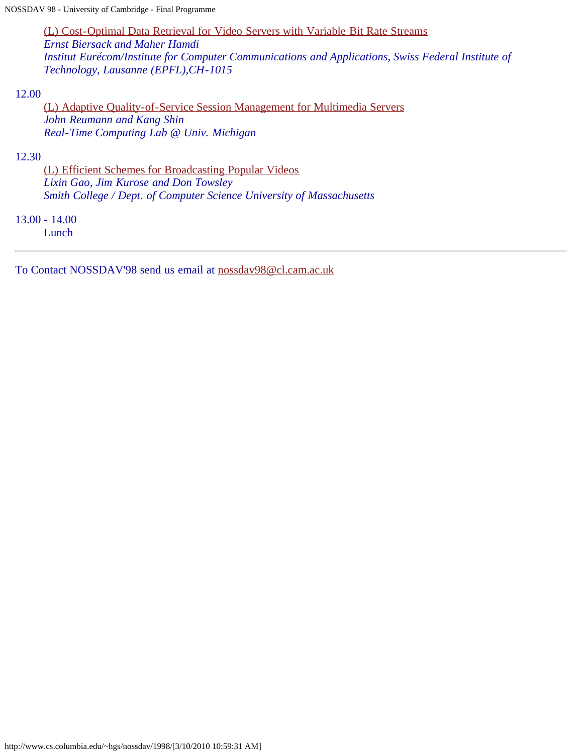(L) Cost-Optimal Data Retrieval for Video Servers with Variable Bit Rate Streams
*Ernst Biersack and Maher Hamdi*
*Institut Eurécom/Institute for Computer Communications and Applications, Swiss Federal Institute of Technology, Lausanne (EPFL),CH-1015*

12.00

(L) Adaptive Quality-of-Service Session Management for Multimedia Servers
*John Reumann and Kang Shin*
*Real-Time Computing Lab @ Univ. Michigan*

12.30

(L) Efficient Schemes for Broadcasting Popular Videos
*Lixin Gao, Jim Kurose and Don Towsley*
*Smith College / Dept. of Computer Science University of Massachusetts*

13.00 - 14.00

Lunch

---

To Contact NOSSDAV'98 send us email at nossdav98@cl.cam.ac.uk